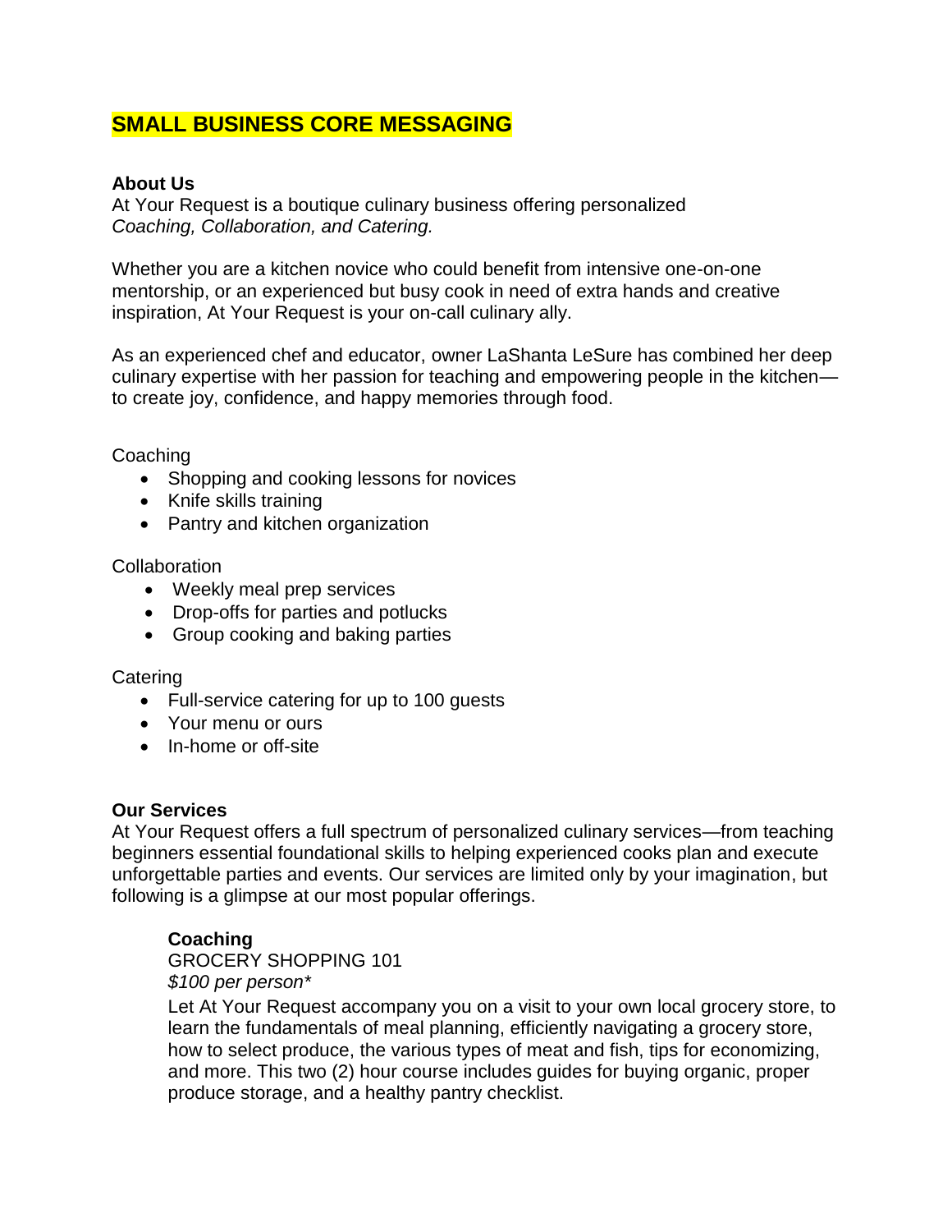# SMALL BUSINESS CORE MESSAGING

**About Us**

At Your Request is a boutique culinary business offering personalized *Coaching, Collaboration, and Catering.*

Whether you are a kitchen novice who could benefit from intensive one-on-one mentorship, or an experienced but busy cook in need of extra hands and creative inspiration, At Your Request is your on-call culinary ally.

As an experienced chef and educator, owner LaShanta LeSure has combined her deep culinary expertise with her passion for teaching and empowering people in the kitchen—to create joy, confidence, and happy memories through food.

Coaching

- Shopping and cooking lessons for novices
- Knife skills training
- Pantry and kitchen organization

Collaboration

- Weekly meal prep services
- Drop-offs for parties and potlucks
- Group cooking and baking parties

Catering

- Full-service catering for up to 100 guests
- Your menu or ours
- In-home or off-site

**Our Services**

At Your Request offers a full spectrum of personalized culinary services—from teaching beginners essential foundational skills to helping experienced cooks plan and execute unforgettable parties and events. Our services are limited only by your imagination, but following is a glimpse at our most popular offerings.

**Coaching**

GROCERY SHOPPING 101

*$100 per person**

Let At Your Request accompany you on a visit to your own local grocery store, to learn the fundamentals of meal planning, efficiently navigating a grocery store, how to select produce, the various types of meat and fish, tips for economizing, and more. This two (2) hour course includes guides for buying organic, proper produce storage, and a healthy pantry checklist.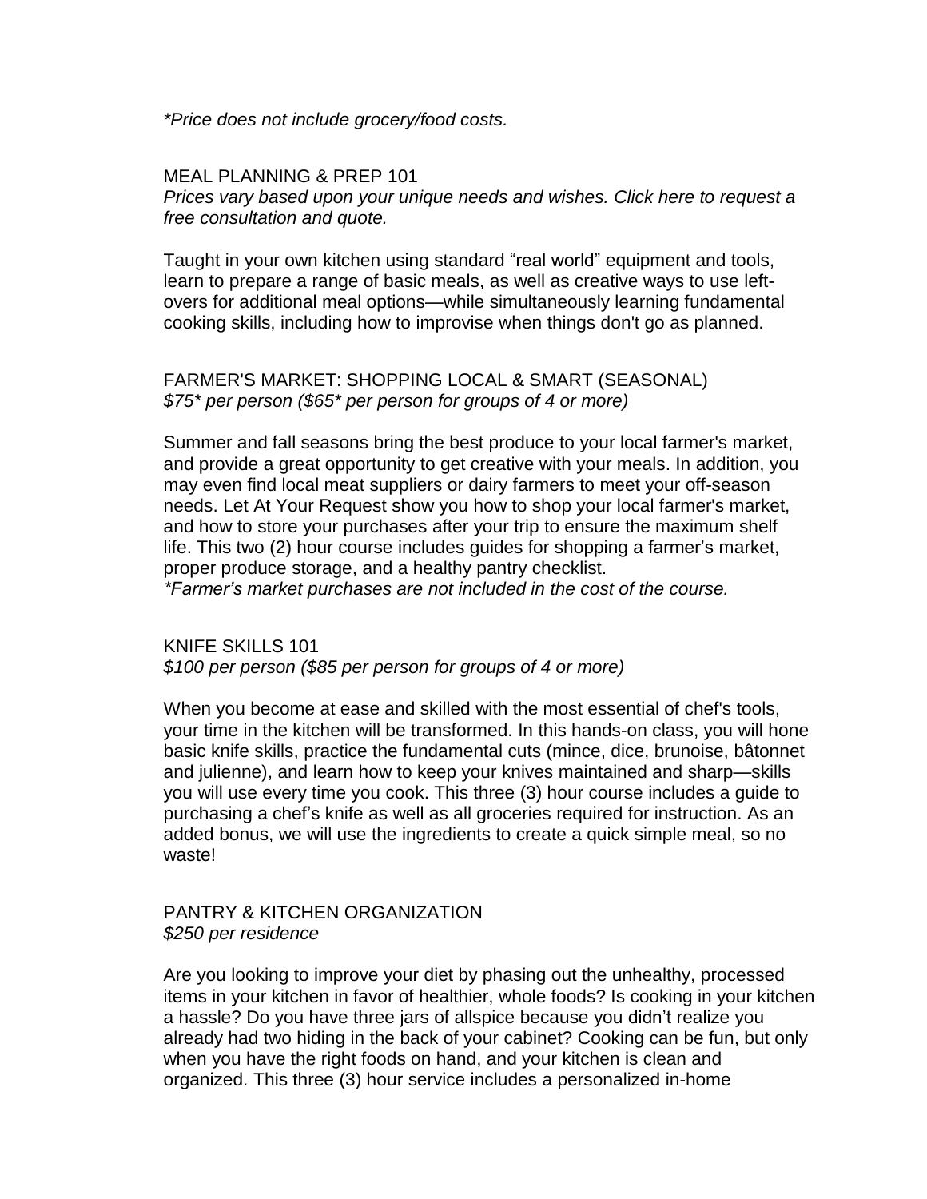*\*Price does not include grocery/food costs.*

## MEAL PLANNING & PREP 101

*Prices vary based upon your unique needs and wishes. Click here to request a free consultation and quote.*

Taught in your own kitchen using standard “real world” equipment and tools, learn to prepare a range of basic meals, as well as creative ways to use left-overs for additional meal options—while simultaneously learning fundamental cooking skills, including how to improvise when things don't go as planned.

## FARMER'S MARKET: SHOPPING LOCAL & SMART (SEASONAL)

*$75\* per person ($65\* per person for groups of 4 or more)*

Summer and fall seasons bring the best produce to your local farmer's market, and provide a great opportunity to get creative with your meals. In addition, you may even find local meat suppliers or dairy farmers to meet your off-season needs. Let At Your Request show you how to shop your local farmer's market, and how to store your purchases after your trip to ensure the maximum shelf life. This two (2) hour course includes guides for shopping a farmer’s market, proper produce storage, and a healthy pantry checklist.

*\*Farmer’s market purchases are not included in the cost of the course.*

## KNIFE SKILLS 101

*$100 per person ($85 per person for groups of 4 or more)*

When you become at ease and skilled with the most essential of chef's tools, your time in the kitchen will be transformed. In this hands-on class, you will hone basic knife skills, practice the fundamental cuts (mince, dice, brunoise, bâtonnet and julienne), and learn how to keep your knives maintained and sharp—skills you will use every time you cook. This three (3) hour course includes a guide to purchasing a chef’s knife as well as all groceries required for instruction. As an added bonus, we will use the ingredients to create a quick simple meal, so no waste!

## PANTRY & KITCHEN ORGANIZATION

*$250 per residence*

Are you looking to improve your diet by phasing out the unhealthy, processed items in your kitchen in favor of healthier, whole foods? Is cooking in your kitchen a hassle? Do you have three jars of allspice because you didn’t realize you already had two hiding in the back of your cabinet? Cooking can be fun, but only when you have the right foods on hand, and your kitchen is clean and organized. This three (3) hour service includes a personalized in-home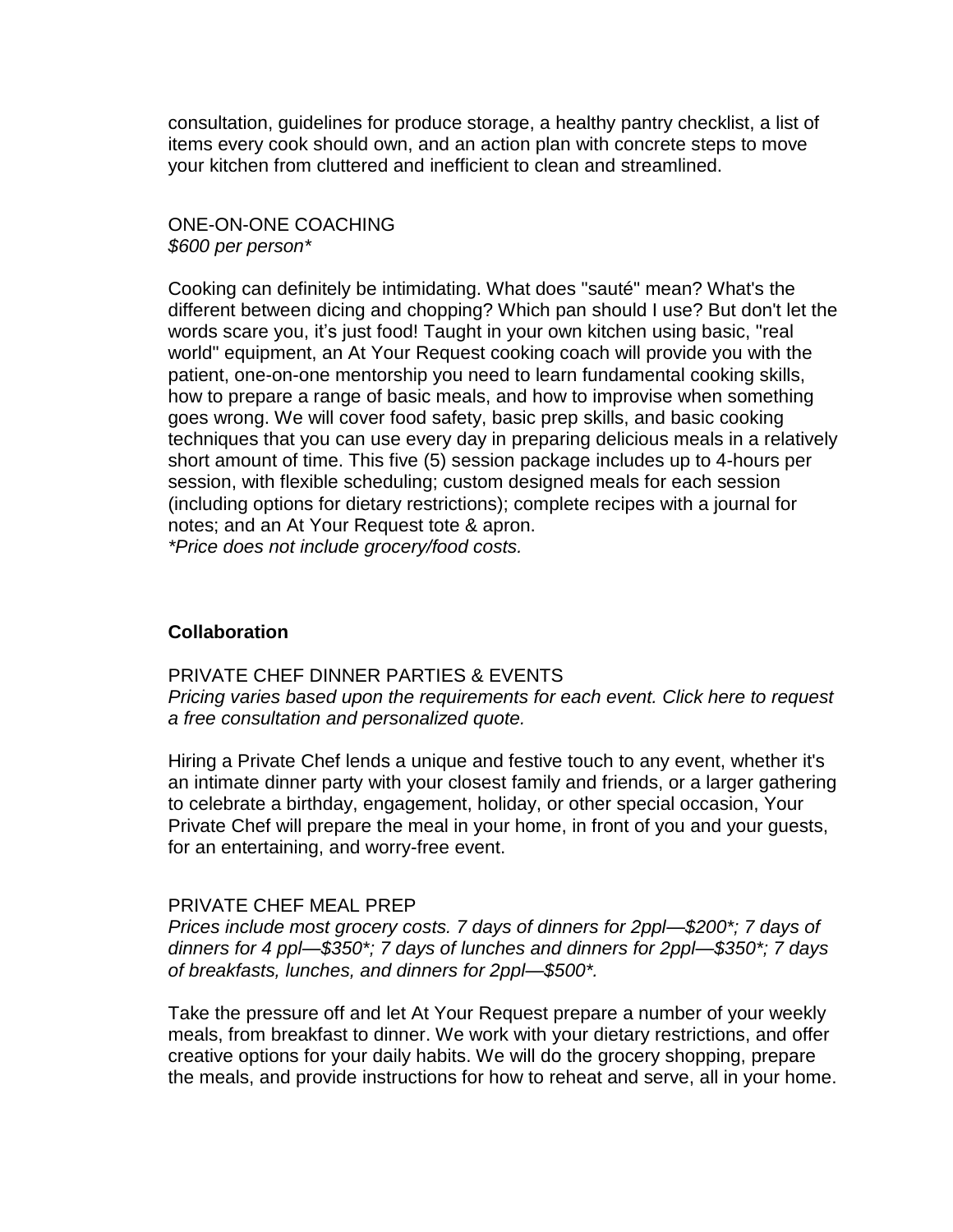consultation, guidelines for produce storage, a healthy pantry checklist, a list of items every cook should own, and an action plan with concrete steps to move your kitchen from cluttered and inefficient to clean and streamlined.

ONE-ON-ONE COACHING
*$600 per person**

Cooking can definitely be intimidating. What does "sauté" mean? What's the different between dicing and chopping? Which pan should I use? But don't let the words scare you, it's just food! Taught in your own kitchen using basic, "real world" equipment, an At Your Request cooking coach will provide you with the patient, one-on-one mentorship you need to learn fundamental cooking skills, how to prepare a range of basic meals, and how to improvise when something goes wrong. We will cover food safety, basic prep skills, and basic cooking techniques that you can use every day in preparing delicious meals in a relatively short amount of time. This five (5) session package includes up to 4-hours per session, with flexible scheduling; custom designed meals for each session (including options for dietary restrictions); complete recipes with a journal for notes; and an At Your Request tote & apron.
*\*Price does not include grocery/food costs.*

**Collaboration**

PRIVATE CHEF DINNER PARTIES & EVENTS
*Pricing varies based upon the requirements for each event. Click here to request a free consultation and personalized quote.*

Hiring a Private Chef lends a unique and festive touch to any event, whether it's an intimate dinner party with your closest family and friends, or a larger gathering to celebrate a birthday, engagement, holiday, or other special occasion, Your Private Chef will prepare the meal in your home, in front of you and your guests, for an entertaining, and worry-free event.

PRIVATE CHEF MEAL PREP
*Prices include most grocery costs. 7 days of dinners for 2ppl—$200\*; 7 days of dinners for 4 ppl—$350\*; 7 days of lunches and dinners for 2ppl—$350\*; 7 days of breakfasts, lunches, and dinners for 2ppl—$500\*.*

Take the pressure off and let At Your Request prepare a number of your weekly meals, from breakfast to dinner. We work with your dietary restrictions, and offer creative options for your daily habits. We will do the grocery shopping, prepare the meals, and provide instructions for how to reheat and serve, all in your home.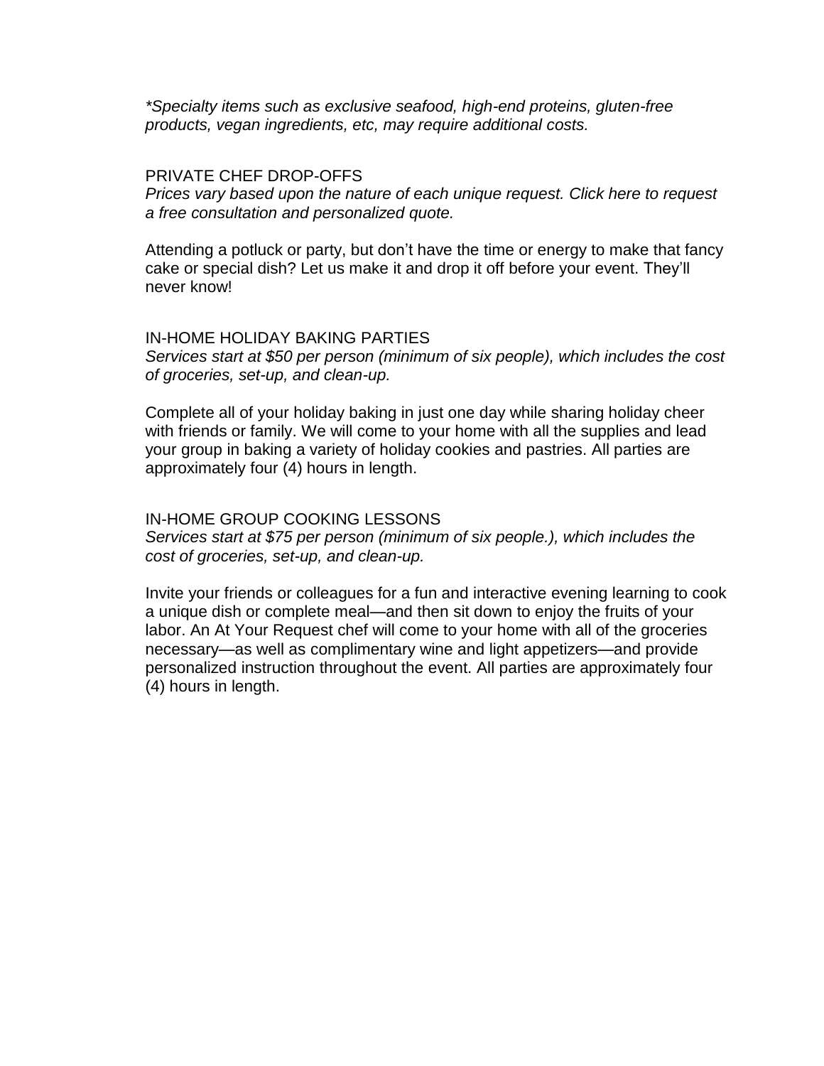*\*Specialty items such as exclusive seafood, high-end proteins, gluten-free products, vegan ingredients, etc, may require additional costs.*

## PRIVATE CHEF DROP-OFFS

*Prices vary based upon the nature of each unique request. Click here to request a free consultation and personalized quote.*

Attending a potluck or party, but don't have the time or energy to make that fancy cake or special dish? Let us make it and drop it off before your event. They'll never know!

## IN-HOME HOLIDAY BAKING PARTIES

*Services start at $50 per person (minimum of six people), which includes the cost of groceries, set-up, and clean-up.*

Complete all of your holiday baking in just one day while sharing holiday cheer with friends or family. We will come to your home with all the supplies and lead your group in baking a variety of holiday cookies and pastries. All parties are approximately four (4) hours in length.

## IN-HOME GROUP COOKING LESSONS

*Services start at $75 per person (minimum of six people.), which includes the cost of groceries, set-up, and clean-up.*

Invite your friends or colleagues for a fun and interactive evening learning to cook a unique dish or complete meal—and then sit down to enjoy the fruits of your labor. An At Your Request chef will come to your home with all of the groceries necessary—as well as complimentary wine and light appetizers—and provide personalized instruction throughout the event. All parties are approximately four (4) hours in length.